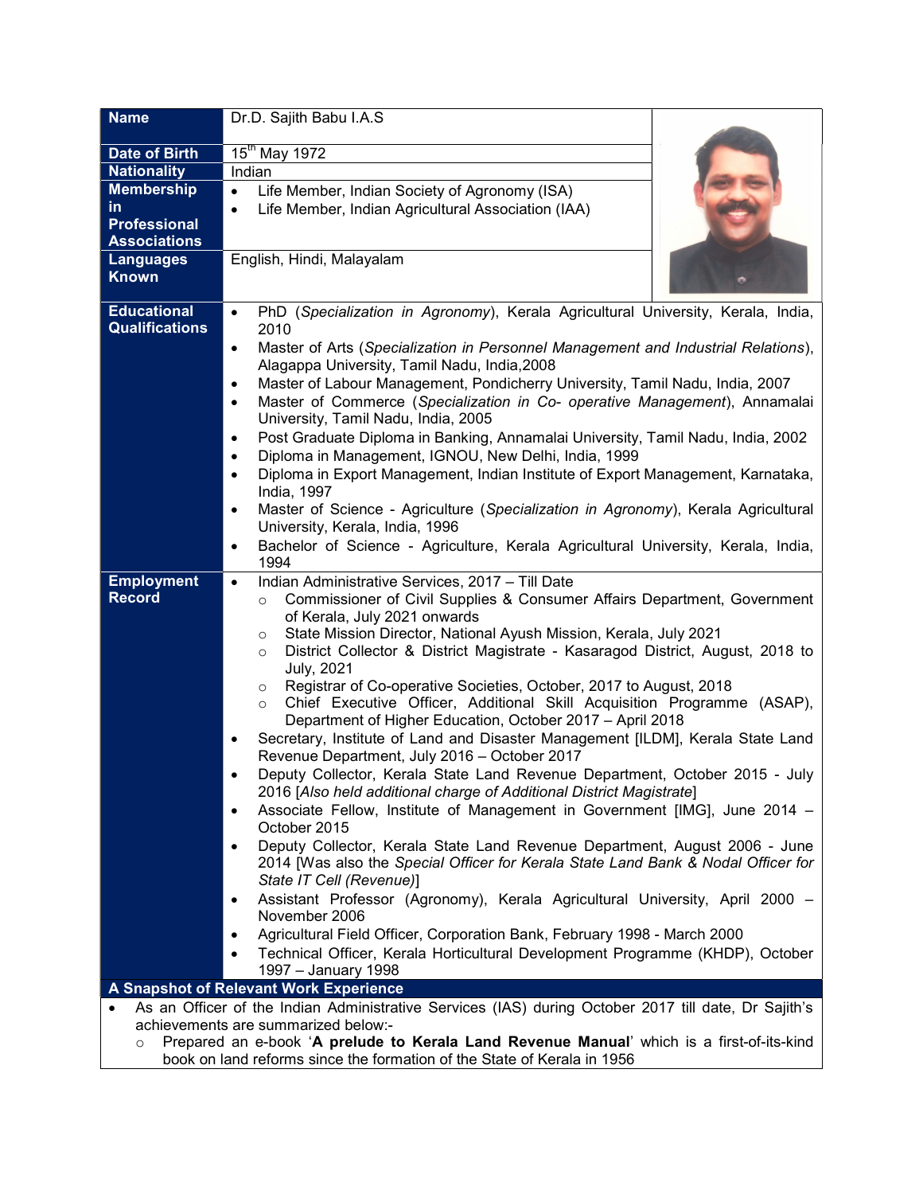| | |
|---|---|
| **Name** | Dr.D. Sajith Babu I.A.S |
| **Date of Birth** | 15th May 1972 |
| **Nationality** | Indian |
| **Membership in Professional Associations** | • Life Member, Indian Society of Agronomy (ISA)<br>• Life Member, Indian Agricultural Association (IAA) |
| **Languages Known** | English, Hindi, Malayalam |
| **Educational Qualifications** | • PhD (*Specialization in Agronomy*), Kerala Agricultural University, Kerala, India, 2010<br>• Master of Arts (*Specialization in Personnel Management and Industrial Relations*), Alagappa University, Tamil Nadu, India,2008<br>• Master of Labour Management, Pondicherry University, Tamil Nadu, India, 2007<br>• Master of Commerce (*Specialization in Co- operative Management*), Annamalai University, Tamil Nadu, India, 2005<br>• Post Graduate Diploma in Banking, Annamalai University, Tamil Nadu, India, 2002<br>• Diploma in Management, IGNOU, New Delhi, India, 1999<br>• Diploma in Export Management, Indian Institute of Export Management, Karnataka, India, 1997<br>• Master of Science - Agriculture (*Specialization in Agronomy*), Kerala Agricultural University, Kerala, India, 1996<br>• Bachelor of Science - Agriculture, Kerala Agricultural University, Kerala, India, 1994 |
| **Employment Record** | • Indian Administrative Services, 2017 – Till Date<br>  ○ Commissioner of Civil Supplies & Consumer Affairs Department, Government of Kerala, July 2021 onwards<br>  ○ State Mission Director, National Ayush Mission, Kerala, July 2021<br>  ○ District Collector & District Magistrate - Kasaragod District, August, 2018 to July, 2021<br>  ○ Registrar of Co-operative Societies, October, 2017 to August, 2018<br>  ○ Chief Executive Officer, Additional Skill Acquisition Programme (ASAP), Department of Higher Education, October 2017 – April 2018<br>• Secretary, Institute of Land and Disaster Management [ILDM], Kerala State Land Revenue Department, July 2016 – October 2017<br>• Deputy Collector, Kerala State Land Revenue Department, October 2015 - July 2016 [*Also held additional charge of Additional District Magistrate*]<br>• Associate Fellow, Institute of Management in Government [IMG], June 2014 – October 2015<br>• Deputy Collector, Kerala State Land Revenue Department, August 2006 - June 2014 [Was also the *Special Officer for Kerala State Land Bank & Nodal Officer for State IT Cell (Revenue)*]<br>• Assistant Professor (Agronomy), Kerala Agricultural University, April 2000 – November 2006<br>• Agricultural Field Officer, Corporation Bank, February 1998 - March 2000<br>• Technical Officer, Kerala Horticultural Development Programme (KHDP), October 1997 – January 1998 |

**A Snapshot of Relevant Work Experience**

- As an Officer of the Indian Administrative Services (IAS) during October 2017 till date, Dr Sajith's achievements are summarized below:-
  - Prepared an e-book '**A prelude to Kerala Land Revenue Manual**' which is a first-of-its-kind book on land reforms since the formation of the State of Kerala in 1956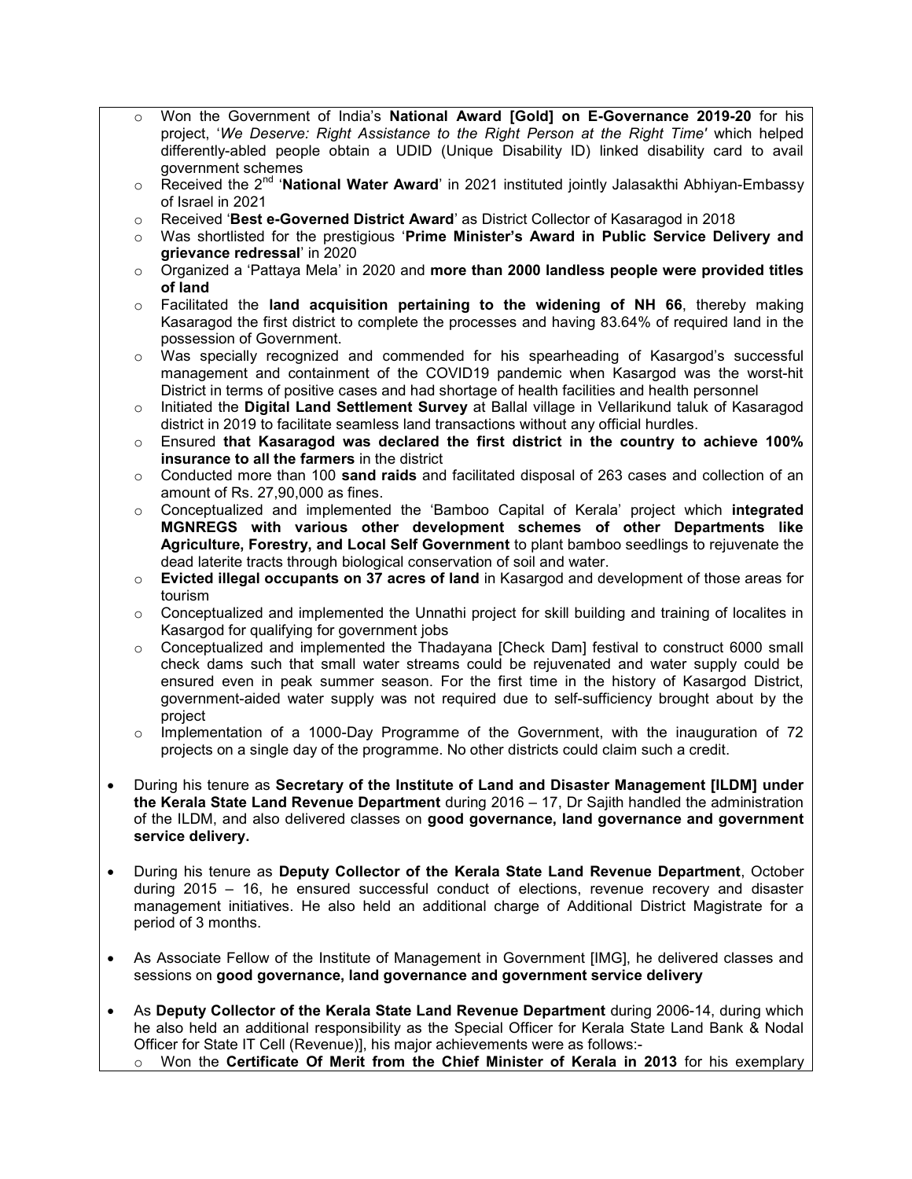- Won the Government of India's **National Award [Gold] on E-Governance 2019-20** for his project, '*We Deserve: Right Assistance to the Right Person at the Right Time'* which helped differently-abled people obtain a UDID (Unique Disability ID) linked disability card to avail government schemes
  - Received the 2nd '**National Water Award**' in 2021 instituted jointly Jalasakthi Abhiyan-Embassy of Israel in 2021
  - Received '**Best e-Governed District Award**' as District Collector of Kasaragod in 2018
  - Was shortlisted for the prestigious '**Prime Minister's Award in Public Service Delivery and grievance redressal**' in 2020
  - Organized a 'Pattaya Mela' in 2020 and **more than 2000 landless people were provided titles of land**
  - Facilitated the **land acquisition pertaining to the widening of NH 66**, thereby making Kasaragod the first district to complete the processes and having 83.64% of required land in the possession of Government.
  - Was specially recognized and commended for his spearheading of Kasargod's successful management and containment of the COVID19 pandemic when Kasargod was the worst-hit District in terms of positive cases and had shortage of health facilities and health personnel
  - Initiated the **Digital Land Settlement Survey** at Ballal village in Vellarikund taluk of Kasaragod district in 2019 to facilitate seamless land transactions without any official hurdles.
  - Ensured **that Kasaragod was declared the first district in the country to achieve 100% insurance to all the farmers** in the district
  - Conducted more than 100 **sand raids** and facilitated disposal of 263 cases and collection of an amount of Rs. 27,90,000 as fines.
  - Conceptualized and implemented the 'Bamboo Capital of Kerala' project which **integrated MGNREGS with various other development schemes of other Departments like Agriculture, Forestry, and Local Self Government** to plant bamboo seedlings to rejuvenate the dead laterite tracts through biological conservation of soil and water.
  - **Evicted illegal occupants on 37 acres of land** in Kasargod and development of those areas for tourism
  - Conceptualized and implemented the Unnathi project for skill building and training of localites in Kasargod for qualifying for government jobs
  - Conceptualized and implemented the Thadayana [Check Dam] festival to construct 6000 small check dams such that small water streams could be rejuvenated and water supply could be ensured even in peak summer season. For the first time in the history of Kasargod District, government-aided water supply was not required due to self-sufficiency brought about by the project
  - Implementation of a 1000-Day Programme of the Government, with the inauguration of 72 projects on a single day of the programme. No other districts could claim such a credit.

- During his tenure as **Secretary of the Institute of Land and Disaster Management [ILDM] under the Kerala State Land Revenue Department** during 2016 – 17, Dr Sajith handled the administration of the ILDM, and also delivered classes on **good governance, land governance and government service delivery.**

- During his tenure as **Deputy Collector of the Kerala State Land Revenue Department**, October during 2015 – 16, he ensured successful conduct of elections, revenue recovery and disaster management initiatives. He also held an additional charge of Additional District Magistrate for a period of 3 months.

- As Associate Fellow of the Institute of Management in Government [IMG], he delivered classes and sessions on **good governance, land governance and government service delivery**

- As **Deputy Collector of the Kerala State Land Revenue Department** during 2006-14, during which he also held an additional responsibility as the Special Officer for Kerala State Land Bank & Nodal Officer for State IT Cell (Revenue)], his major achievements were as follows:-
  - Won the **Certificate Of Merit from the Chief Minister of Kerala in 2013** for his exemplary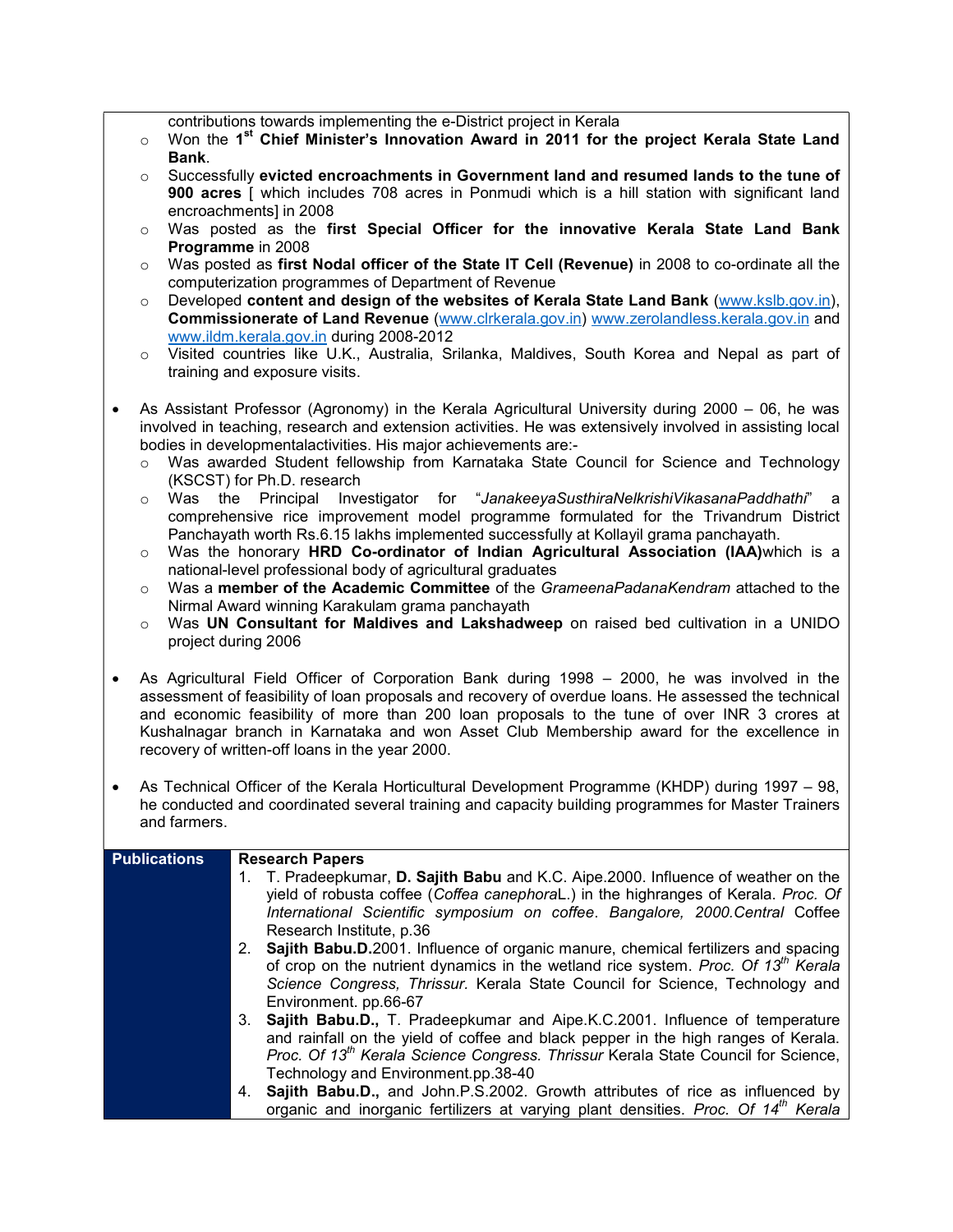contributions towards implementing the e-District project in Kerala

- Won the **1st Chief Minister's Innovation Award in 2011 for the project Kerala State Land Bank**.
- Successfully **evicted encroachments in Government land and resumed lands to the tune of 900 acres** [ which includes 708 acres in Ponmudi which is a hill station with significant land encroachments] in 2008
- Was posted as the **first Special Officer for the innovative Kerala State Land Bank Programme** in 2008
- Was posted as **first Nodal officer of the State IT Cell (Revenue)** in 2008 to co-ordinate all the computerization programmes of Department of Revenue
- Developed **content and design of the websites of Kerala State Land Bank** (www.kslb.gov.in), **Commissionerate of Land Revenue** (www.clrkerala.gov.in) www.zerolandless.kerala.gov.in and www.ildm.kerala.gov.in during 2008-2012
- Visited countries like U.K., Australia, Srilanka, Maldives, South Korea and Nepal as part of training and exposure visits.

- As Assistant Professor (Agronomy) in the Kerala Agricultural University during 2000 – 06, he was involved in teaching, research and extension activities. He was extensively involved in assisting local bodies in developmentalactivities. His major achievements are:-
  - Was awarded Student fellowship from Karnataka State Council for Science and Technology (KSCST) for Ph.D. research
  - Was the Principal Investigator for "*JanakeeyaSusthiraNelkrishiVikasanaPaddhathi*" a comprehensive rice improvement model programme formulated for the Trivandrum District Panchayath worth Rs.6.15 lakhs implemented successfully at Kollayil grama panchayath.
  - Was the honorary **HRD Co-ordinator of Indian Agricultural Association (IAA)**which is a national-level professional body of agricultural graduates
  - Was a **member of the Academic Committee** of the *GrameenaPadanaKendram* attached to the Nirmal Award winning Karakulam grama panchayath
  - Was **UN Consultant for Maldives and Lakshadweep** on raised bed cultivation in a UNIDO project during 2006

- As Agricultural Field Officer of Corporation Bank during 1998 – 2000, he was involved in the assessment of feasibility of loan proposals and recovery of overdue loans. He assessed the technical and economic feasibility of more than 200 loan proposals to the tune of over INR 3 crores at Kushalnagar branch in Karnataka and won Asset Club Membership award for the excellence in recovery of written-off loans in the year 2000.

- As Technical Officer of the Kerala Horticultural Development Programme (KHDP) during 1997 – 98, he conducted and coordinated several training and capacity building programmes for Master Trainers and farmers.

## Publications

**Research Papers**

1. T. Pradeepkumar, **D. Sajith Babu** and K.C. Aipe.2000. Influence of weather on the yield of robusta coffee (*Coffea canephora*L.) in the highranges of Kerala. *Proc. Of International Scientific symposium on coffee. Bangalore, 2000.*Central Coffee Research Institute, p.36
2. **Sajith Babu.D.**2001. Influence of organic manure, chemical fertilizers and spacing of crop on the nutrient dynamics in the wetland rice system. *Proc. Of 13th Kerala Science Congress, Thrissur.* Kerala State Council for Science, Technology and Environment. pp.66-67
3. **Sajith Babu.D.,** T. Pradeepkumar and Aipe.K.C.2001. Influence of temperature and rainfall on the yield of coffee and black pepper in the high ranges of Kerala. *Proc. Of 13th Kerala Science Congress. Thrissur* Kerala State Council for Science, Technology and Environment.pp.38-40
4. **Sajith Babu.D.,** and John.P.S.2002. Growth attributes of rice as influenced by organic and inorganic fertilizers at varying plant densities. *Proc. Of 14th Kerala*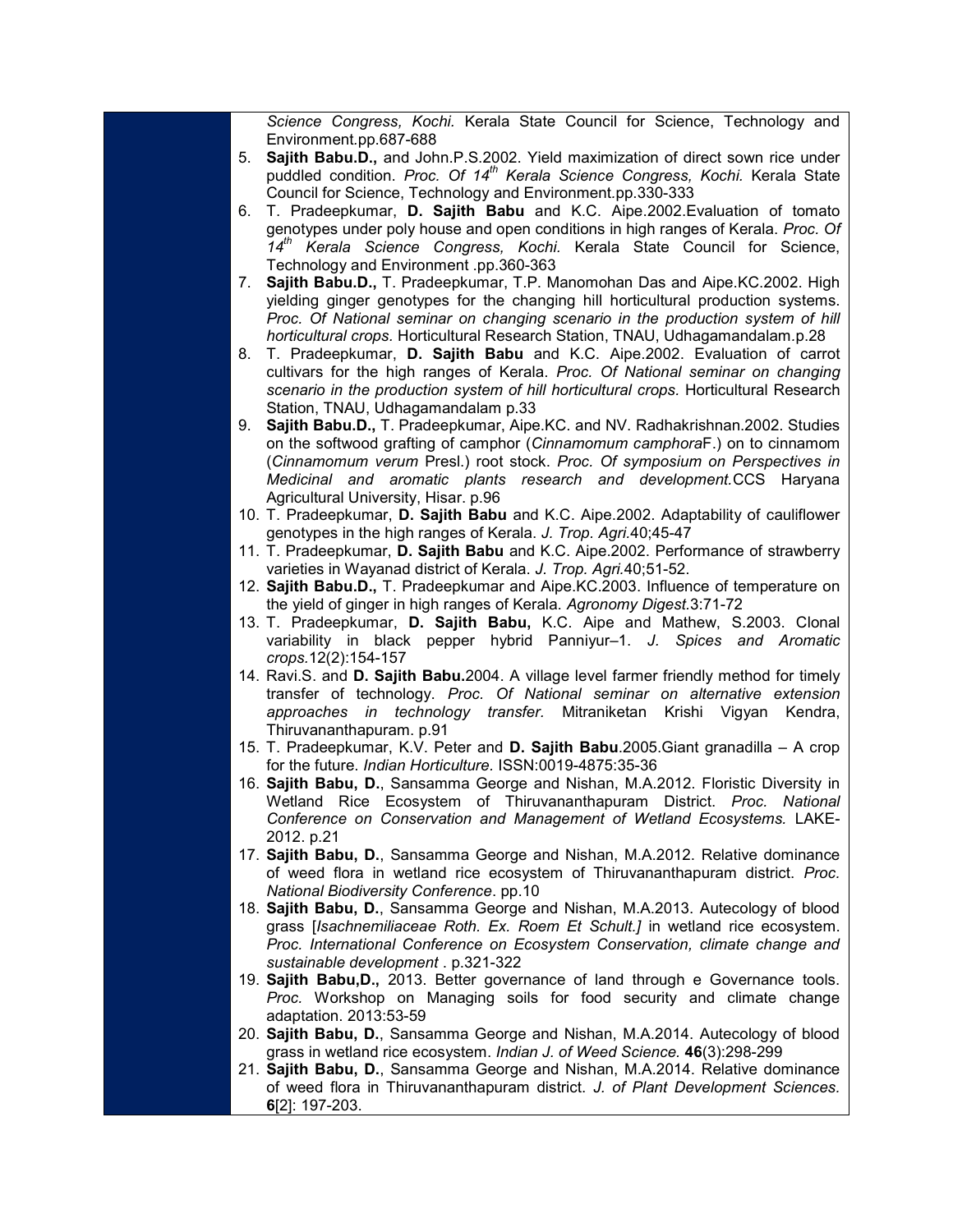*Science Congress, Kochi.* Kerala State Council for Science, Technology and Environment.pp.687-688

5. **Sajith Babu.D.,** and John.P.S.2002. Yield maximization of direct sown rice under puddled condition. *Proc. Of 14th Kerala Science Congress, Kochi.* Kerala State Council for Science, Technology and Environment.pp.330-333
6. T. Pradeepkumar, **D. Sajith Babu** and K.C. Aipe.2002.Evaluation of tomato genotypes under poly house and open conditions in high ranges of Kerala. *Proc. Of 14th Kerala Science Congress, Kochi.* Kerala State Council for Science, Technology and Environment .pp.360-363
7. **Sajith Babu.D.,** T. Pradeepkumar, T.P. Manomohan Das and Aipe.KC.2002. High yielding ginger genotypes for the changing hill horticultural production systems. *Proc. Of National seminar on changing scenario in the production system of hill horticultural crops.* Horticultural Research Station, TNAU, Udhagamandalam.p.28
8. T. Pradeepkumar, **D. Sajith Babu** and K.C. Aipe.2002. Evaluation of carrot cultivars for the high ranges of Kerala. *Proc. Of National seminar on changing scenario in the production system of hill horticultural crops.* Horticultural Research Station, TNAU, Udhagamandalam p.33
9. **Sajith Babu.D.,** T. Pradeepkumar, Aipe.KC. and NV. Radhakrishnan.2002. Studies on the softwood grafting of camphor (*Cinnamomum camphora*F.) on to cinnamom (*Cinnamomum verum* Presl.) root stock. *Proc. Of symposium on Perspectives in Medicinal and aromatic plants research and development.*CCS Haryana Agricultural University, Hisar. p.96
10. T. Pradeepkumar, **D. Sajith Babu** and K.C. Aipe.2002. Adaptability of cauliflower genotypes in the high ranges of Kerala. *J. Trop. Agri.*40;45-47
11. T. Pradeepkumar, **D. Sajith Babu** and K.C. Aipe.2002. Performance of strawberry varieties in Wayanad district of Kerala. *J. Trop. Agri.*40;51-52.
12. **Sajith Babu.D.,** T. Pradeepkumar and Aipe.KC.2003. Influence of temperature on the yield of ginger in high ranges of Kerala. *Agronomy Digest.*3:71-72
13. T. Pradeepkumar, **D. Sajith Babu,** K.C. Aipe and Mathew, S.2003. Clonal variability in black pepper hybrid Panniyur–1. *J. Spices and Aromatic crops.*12(2):154-157
14. Ravi.S. and **D. Sajith Babu.**2004. A village level farmer friendly method for timely transfer of technology. *Proc. Of National seminar on alternative extension approaches in technology transfer.* Mitraniketan Krishi Vigyan Kendra, Thiruvananthapuram. p.91
15. T. Pradeepkumar, K.V. Peter and **D. Sajith Babu**.2005.Giant granadilla – A crop for the future. *Indian Horticulture.* ISSN:0019-4875:35-36
16. **Sajith Babu, D.**, Sansamma George and Nishan, M.A.2012. Floristic Diversity in Wetland Rice Ecosystem of Thiruvananthapuram District. *Proc. National Conference on Conservation and Management of Wetland Ecosystems.* LAKE-2012. p.21
17. **Sajith Babu, D.**, Sansamma George and Nishan, M.A.2012. Relative dominance of weed flora in wetland rice ecosystem of Thiruvananthapuram district. *Proc. National Biodiversity Conference*. pp.10
18. **Sajith Babu, D.**, Sansamma George and Nishan, M.A.2013. Autecology of blood grass [*Isachnemiliaceae Roth. Ex. Roem Et Schult.]* in wetland rice ecosystem. *Proc. International Conference on Ecosystem Conservation, climate change and sustainable development* . p.321-322
19. **Sajith Babu,D.,** 2013. Better governance of land through e Governance tools. *Proc.* Workshop on Managing soils for food security and climate change adaptation. 2013:53-59
20. **Sajith Babu, D.**, Sansamma George and Nishan, M.A.2014. Autecology of blood grass in wetland rice ecosystem. *Indian J. of Weed Science.* **46**(3):298-299
21. **Sajith Babu, D.**, Sansamma George and Nishan, M.A.2014. Relative dominance of weed flora in Thiruvananthapuram district. *J. of Plant Development Sciences.* **6**[2]: 197-203.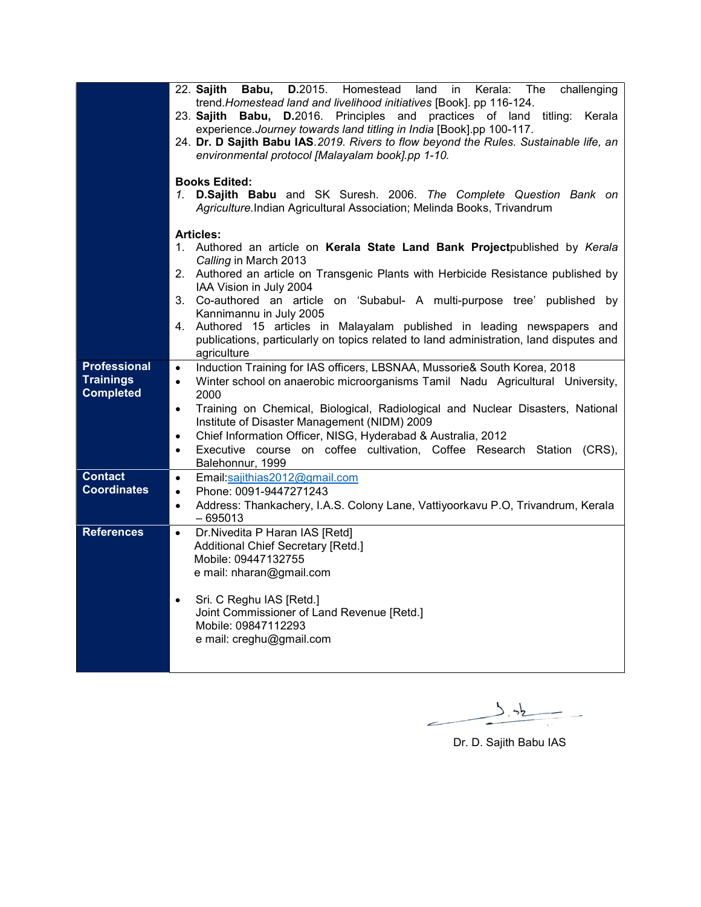| | |
|---|---|
| | 22. **Sajith Babu, D.**2015. Homestead land in Kerala: The challenging trend.*Homestead land and livelihood initiatives* [Book]. pp 116-124.<br>23. **Sajith Babu, D.**2016. Principles and practices of land titling: Kerala experience.*Journey towards land titling in India* [Book].pp 100-117.<br>24. **Dr. D Sajith Babu IAS**.*2019. Rivers to flow beyond the Rules. Sustainable life, an environmental protocol [Malayalam book].pp 1-10.*<br><br>**Books Edited:**<br>*1.* **D.Sajith Babu** and SK Suresh. 2006. *The Complete Question Bank on Agriculture.*Indian Agricultural Association; Melinda Books, Trivandrum<br><br>**Articles:**<br>1. Authored an article on **Kerala State Land Bank Project**published by *Kerala Calling* in March 2013<br>2. Authored an article on Transgenic Plants with Herbicide Resistance published by IAA Vision in July 2004<br>3. Co-authored an article on 'Subabul- A multi-purpose tree' published by Kannimannu in July 2005<br>4. Authored 15 articles in Malayalam published in leading newspapers and publications, particularly on topics related to land administration, land disputes and agriculture |
| **Professional Trainings Completed** | • Induction Training for IAS officers, LBSNAA, Mussorie& South Korea, 2018<br>• Winter school on anaerobic microorganisms Tamil Nadu Agricultural University, 2000<br>• Training on Chemical, Biological, Radiological and Nuclear Disasters, National Institute of Disaster Management (NIDM) 2009<br>• Chief Information Officer, NISG, Hyderabad & Australia, 2012<br>• Executive course on coffee cultivation, Coffee Research Station (CRS), Balehonnur, 1999 |
| **Contact Coordinates** | • Email:sajithias2012@gmail.com<br>• Phone: 0091-9447271243<br>• Address: Thankachery, I.A.S. Colony Lane, Vattiyoorkavu P.O, Trivandrum, Kerala – 695013 |
| **References** | • Dr.Nivedita P Haran IAS [Retd]<br>Additional Chief Secretary [Retd.]<br>Mobile: 09447132755<br>e mail: nharan@gmail.com<br><br>• Sri. C Reghu IAS [Retd.]<br>Joint Commissioner of Land Revenue [Retd.]<br>Mobile: 09847112293<br>e mail: creghu@gmail.com |

Dr. D. Sajith Babu IAS